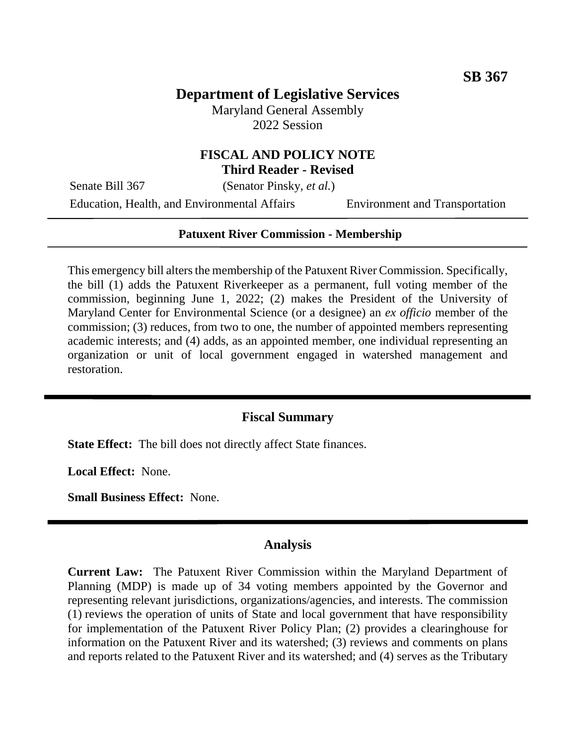**SB 367**

# Department of Legislative Services

Maryland General Assembly
2022 Session

## FISCAL AND POLICY NOTE
**Third Reader - Revised**

Senate Bill 367 (Senator Pinsky, *et al.*)

Education, Health, and Environmental Affairs Environment and Transportation

---

**Patuxent River Commission - Membership**

---

This emergency bill alters the membership of the Patuxent River Commission. Specifically, the bill (1) adds the Patuxent Riverkeeper as a permanent, full voting member of the commission, beginning June 1, 2022; (2) makes the President of the University of Maryland Center for Environmental Science (or a designee) an *ex officio* member of the commission; (3) reduces, from two to one, the number of appointed members representing academic interests; and (4) adds, as an appointed member, one individual representing an organization or unit of local government engaged in watershed management and restoration.

---

## Fiscal Summary

**State Effect:** The bill does not directly affect State finances.

**Local Effect:** None.

**Small Business Effect:** None.

---

## Analysis

**Current Law:** The Patuxent River Commission within the Maryland Department of Planning (MDP) is made up of 34 voting members appointed by the Governor and representing relevant jurisdictions, organizations/agencies, and interests. The commission (1) reviews the operation of units of State and local government that have responsibility for implementation of the Patuxent River Policy Plan; (2) provides a clearinghouse for information on the Patuxent River and its watershed; (3) reviews and comments on plans and reports related to the Patuxent River and its watershed; and (4) serves as the Tributary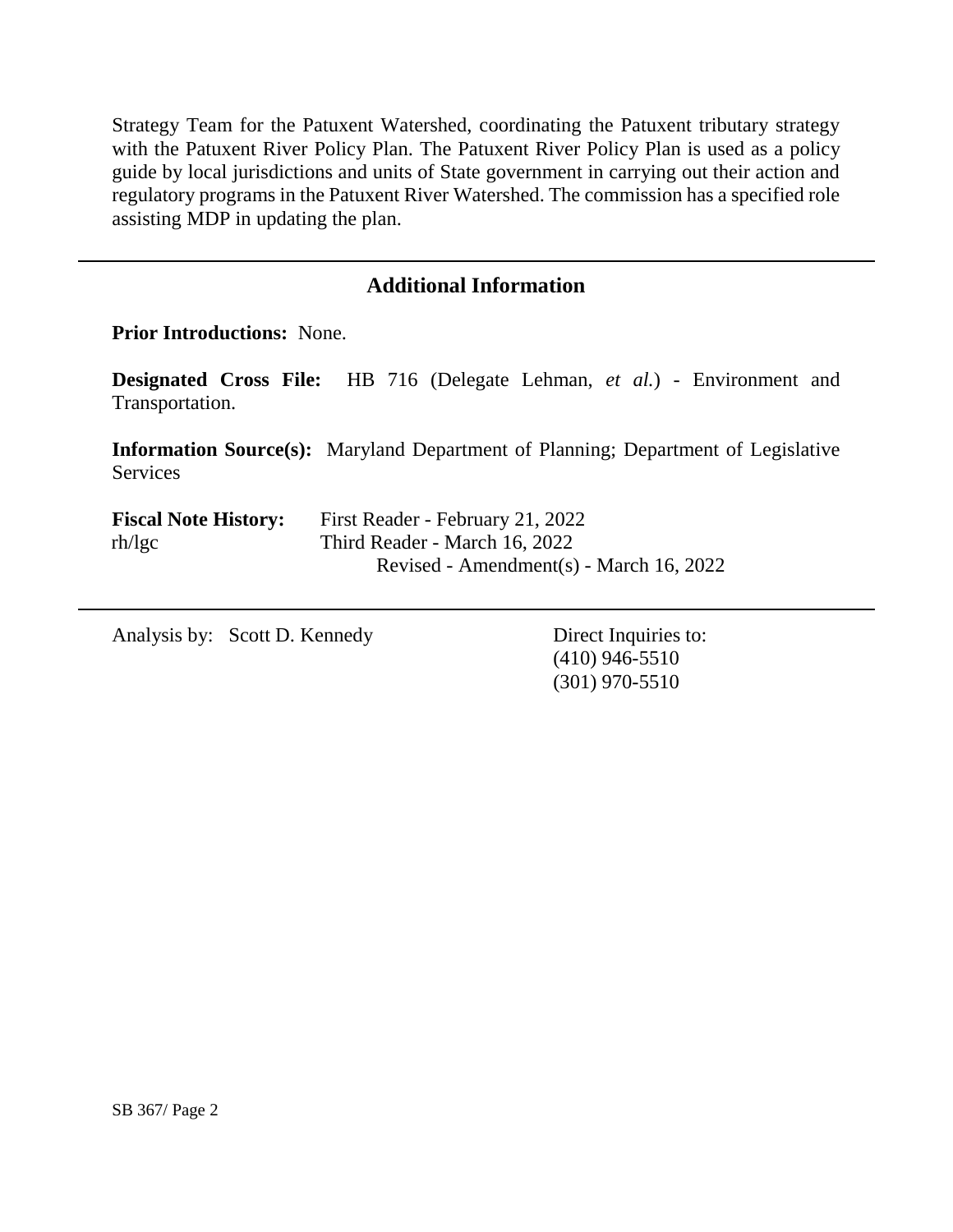Strategy Team for the Patuxent Watershed, coordinating the Patuxent tributary strategy with the Patuxent River Policy Plan. The Patuxent River Policy Plan is used as a policy guide by local jurisdictions and units of State government in carrying out their action and regulatory programs in the Patuxent River Watershed. The commission has a specified role assisting MDP in updating the plan.

---

## Additional Information

**Prior Introductions:** None.

**Designated Cross File:** HB 716 (Delegate Lehman, *et al.*) - Environment and Transportation.

**Information Source(s):** Maryland Department of Planning; Department of Legislative Services

**Fiscal Note History:** First Reader - February 21, 2022
rh/lgc Third Reader - March 16, 2022
Revised - Amendment(s) - March 16, 2022

---

Analysis by: Scott D. Kennedy

Direct Inquiries to:
(410) 946-5510
(301) 970-5510